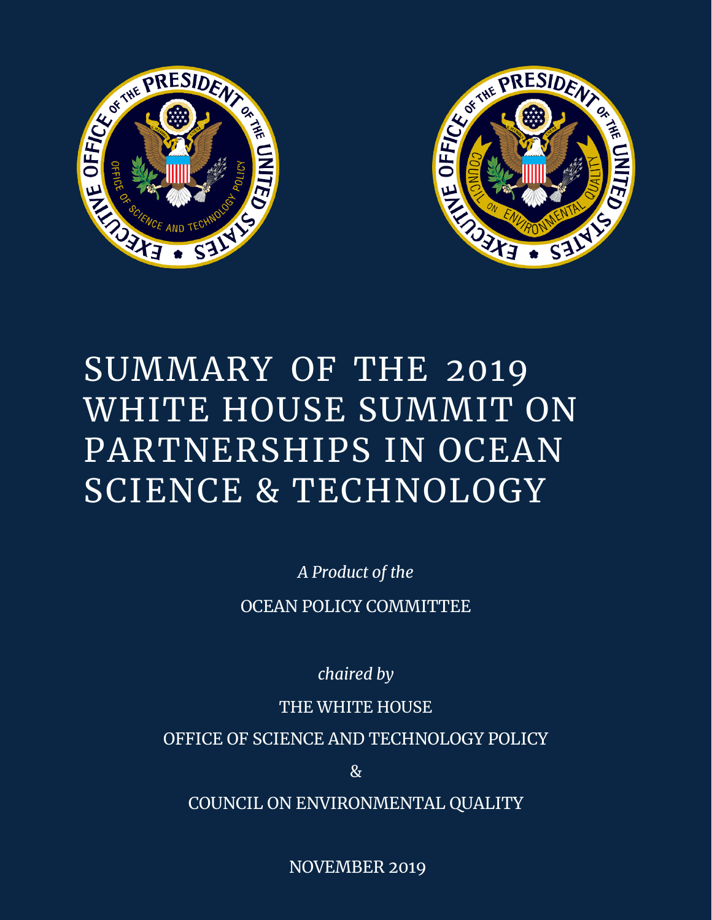# SUMMARY OF THE 2019 WHITE HOUSE SUMMIT ON PARTNERSHIPS IN OCEAN SCIENCE & TECHNOLOGY

*A Product of the*

OCEAN POLICY COMMITTEE

*chaired by*

THE WHITE HOUSE

OFFICE OF SCIENCE AND TECHNOLOGY POLICY

&

COUNCIL ON ENVIRONMENTAL QUALITY

NOVEMBER 2019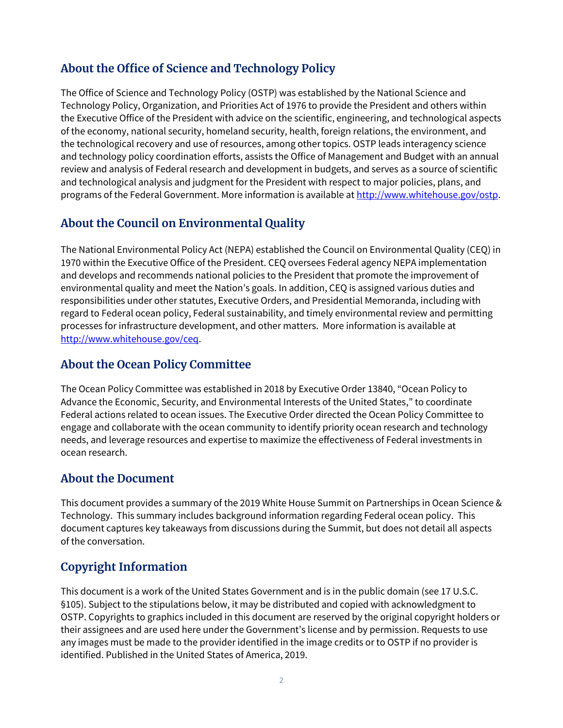## About the Office of Science and Technology Policy

The Office of Science and Technology Policy (OSTP) was established by the National Science and Technology Policy, Organization, and Priorities Act of 1976 to provide the President and others within the Executive Office of the President with advice on the scientific, engineering, and technological aspects of the economy, national security, homeland security, health, foreign relations, the environment, and the technological recovery and use of resources, among other topics. OSTP leads interagency science and technology policy coordination efforts, assists the Office of Management and Budget with an annual review and analysis of Federal research and development in budgets, and serves as a source of scientific and technological analysis and judgment for the President with respect to major policies, plans, and programs of the Federal Government. More information is available at http://www.whitehouse.gov/ostp.

## About the Council on Environmental Quality

The National Environmental Policy Act (NEPA) established the Council on Environmental Quality (CEQ) in 1970 within the Executive Office of the President. CEQ oversees Federal agency NEPA implementation and develops and recommends national policies to the President that promote the improvement of environmental quality and meet the Nation's goals. In addition, CEQ is assigned various duties and responsibilities under other statutes, Executive Orders, and Presidential Memoranda, including with regard to Federal ocean policy, Federal sustainability, and timely environmental review and permitting processes for infrastructure development, and other matters. More information is available at http://www.whitehouse.gov/ceq.

## About the Ocean Policy Committee

The Ocean Policy Committee was established in 2018 by Executive Order 13840, "Ocean Policy to Advance the Economic, Security, and Environmental Interests of the United States," to coordinate Federal actions related to ocean issues. The Executive Order directed the Ocean Policy Committee to engage and collaborate with the ocean community to identify priority ocean research and technology needs, and leverage resources and expertise to maximize the effectiveness of Federal investments in ocean research.

## About the Document

This document provides a summary of the 2019 White House Summit on Partnerships in Ocean Science & Technology. This summary includes background information regarding Federal ocean policy. This document captures key takeaways from discussions during the Summit, but does not detail all aspects of the conversation.

## Copyright Information

This document is a work of the United States Government and is in the public domain (see 17 U.S.C. §105). Subject to the stipulations below, it may be distributed and copied with acknowledgment to OSTP. Copyrights to graphics included in this document are reserved by the original copyright holders or their assignees and are used here under the Government's license and by permission. Requests to use any images must be made to the provider identified in the image credits or to OSTP if no provider is identified. Published in the United States of America, 2019.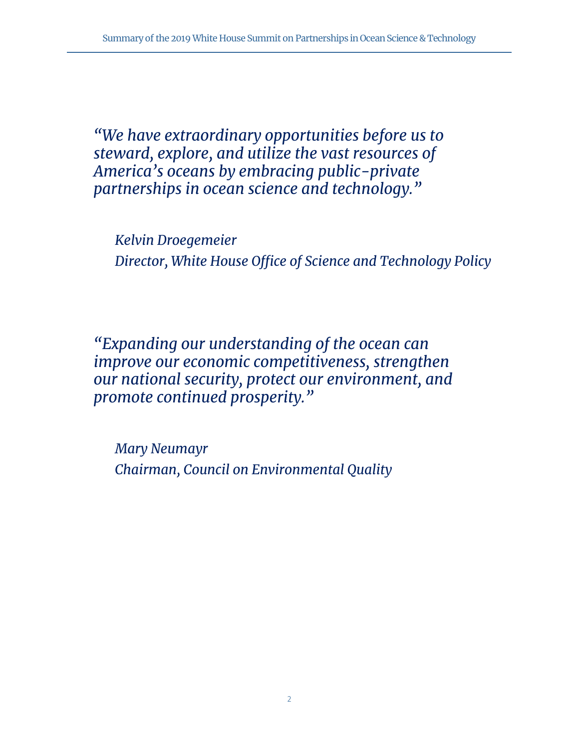*"We have extraordinary opportunities before us to steward, explore, and utilize the vast resources of America's oceans by embracing public-private partnerships in ocean science and technology."*

*Kelvin Droegemeier*
*Director, White House Office of Science and Technology Policy*

*"Expanding our understanding of the ocean can improve our economic competitiveness, strengthen our national security, protect our environment, and promote continued prosperity."*

*Mary Neumayr*
*Chairman, Council on Environmental Quality*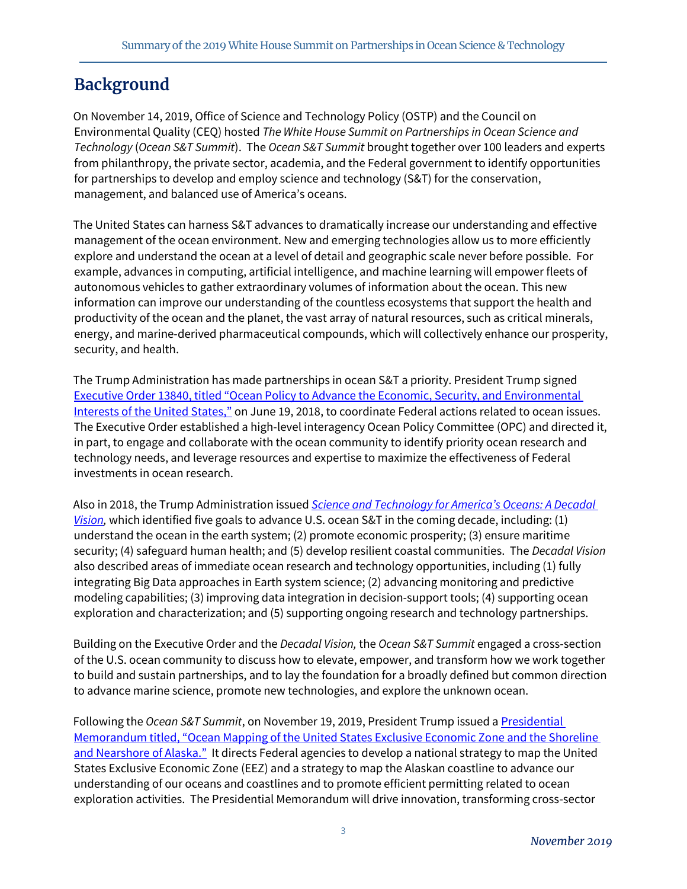# Background

On November 14, 2019, Office of Science and Technology Policy (OSTP) and the Council on Environmental Quality (CEQ) hosted *The White House Summit on Partnerships in Ocean Science and Technology* (*Ocean S&T Summit*). The *Ocean S&T Summit* brought together over 100 leaders and experts from philanthropy, the private sector, academia, and the Federal government to identify opportunities for partnerships to develop and employ science and technology (S&T) for the conservation, management, and balanced use of America's oceans.

The United States can harness S&T advances to dramatically increase our understanding and effective management of the ocean environment. New and emerging technologies allow us to more efficiently explore and understand the ocean at a level of detail and geographic scale never before possible. For example, advances in computing, artificial intelligence, and machine learning will empower fleets of autonomous vehicles to gather extraordinary volumes of information about the ocean. This new information can improve our understanding of the countless ecosystems that support the health and productivity of the ocean and the planet, the vast array of natural resources, such as critical minerals, energy, and marine-derived pharmaceutical compounds, which will collectively enhance our prosperity, security, and health.

The Trump Administration has made partnerships in ocean S&T a priority. President Trump signed Executive Order 13840, titled "Ocean Policy to Advance the Economic, Security, and Environmental Interests of the United States," on June 19, 2018, to coordinate Federal actions related to ocean issues. The Executive Order established a high-level interagency Ocean Policy Committee (OPC) and directed it, in part, to engage and collaborate with the ocean community to identify priority ocean research and technology needs, and leverage resources and expertise to maximize the effectiveness of Federal investments in ocean research.

Also in 2018, the Trump Administration issued *Science and Technology for America's Oceans: A Decadal Vision*, which identified five goals to advance U.S. ocean S&T in the coming decade, including: (1) understand the ocean in the earth system; (2) promote economic prosperity; (3) ensure maritime security; (4) safeguard human health; and (5) develop resilient coastal communities. The *Decadal Vision* also described areas of immediate ocean research and technology opportunities, including (1) fully integrating Big Data approaches in Earth system science; (2) advancing monitoring and predictive modeling capabilities; (3) improving data integration in decision-support tools; (4) supporting ocean exploration and characterization; and (5) supporting ongoing research and technology partnerships.

Building on the Executive Order and the *Decadal Vision,* the *Ocean S&T Summit* engaged a cross-section of the U.S. ocean community to discuss how to elevate, empower, and transform how we work together to build and sustain partnerships, and to lay the foundation for a broadly defined but common direction to advance marine science, promote new technologies, and explore the unknown ocean.

Following the *Ocean S&T Summit*, on November 19, 2019, President Trump issued a Presidential Memorandum titled, "Ocean Mapping of the United States Exclusive Economic Zone and the Shoreline and Nearshore of Alaska." It directs Federal agencies to develop a national strategy to map the United States Exclusive Economic Zone (EEZ) and a strategy to map the Alaskan coastline to advance our understanding of our oceans and coastlines and to promote efficient permitting related to ocean exploration activities. The Presidential Memorandum will drive innovation, transforming cross-sector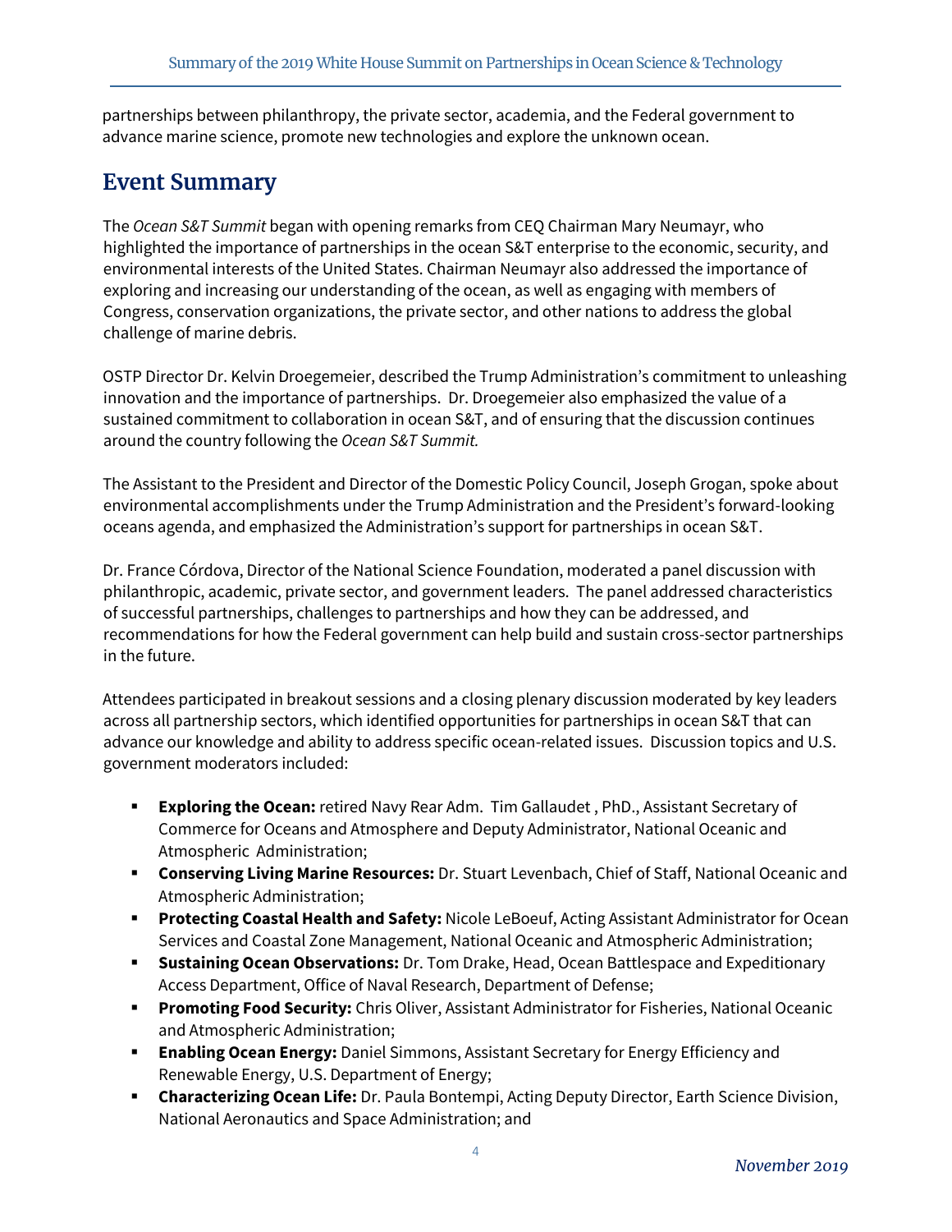partnerships between philanthropy, the private sector, academia, and the Federal government to advance marine science, promote new technologies and explore the unknown ocean.

## Event Summary

The *Ocean S&T Summit* began with opening remarks from CEQ Chairman Mary Neumayr, who highlighted the importance of partnerships in the ocean S&T enterprise to the economic, security, and environmental interests of the United States. Chairman Neumayr also addressed the importance of exploring and increasing our understanding of the ocean, as well as engaging with members of Congress, conservation organizations, the private sector, and other nations to address the global challenge of marine debris.

OSTP Director Dr. Kelvin Droegemeier, described the Trump Administration's commitment to unleashing innovation and the importance of partnerships. Dr. Droegemeier also emphasized the value of a sustained commitment to collaboration in ocean S&T, and of ensuring that the discussion continues around the country following the *Ocean S&T Summit.*

The Assistant to the President and Director of the Domestic Policy Council, Joseph Grogan, spoke about environmental accomplishments under the Trump Administration and the President's forward-looking oceans agenda, and emphasized the Administration's support for partnerships in ocean S&T.

Dr. France Córdova, Director of the National Science Foundation, moderated a panel discussion with philanthropic, academic, private sector, and government leaders. The panel addressed characteristics of successful partnerships, challenges to partnerships and how they can be addressed, and recommendations for how the Federal government can help build and sustain cross-sector partnerships in the future.

Attendees participated in breakout sessions and a closing plenary discussion moderated by key leaders across all partnership sectors, which identified opportunities for partnerships in ocean S&T that can advance our knowledge and ability to address specific ocean-related issues. Discussion topics and U.S. government moderators included:

- **Exploring the Ocean:** retired Navy Rear Adm. Tim Gallaudet , PhD., Assistant Secretary of Commerce for Oceans and Atmosphere and Deputy Administrator, National Oceanic and Atmospheric Administration;
- **Conserving Living Marine Resources:** Dr. Stuart Levenbach, Chief of Staff, National Oceanic and Atmospheric Administration;
- **Protecting Coastal Health and Safety:** Nicole LeBoeuf, Acting Assistant Administrator for Ocean Services and Coastal Zone Management, National Oceanic and Atmospheric Administration;
- **Sustaining Ocean Observations:** Dr. Tom Drake, Head, Ocean Battlespace and Expeditionary Access Department, Office of Naval Research, Department of Defense;
- **Promoting Food Security:** Chris Oliver, Assistant Administrator for Fisheries, National Oceanic and Atmospheric Administration;
- **Enabling Ocean Energy:** Daniel Simmons, Assistant Secretary for Energy Efficiency and Renewable Energy, U.S. Department of Energy;
- **Characterizing Ocean Life:** Dr. Paula Bontempi, Acting Deputy Director, Earth Science Division, National Aeronautics and Space Administration; and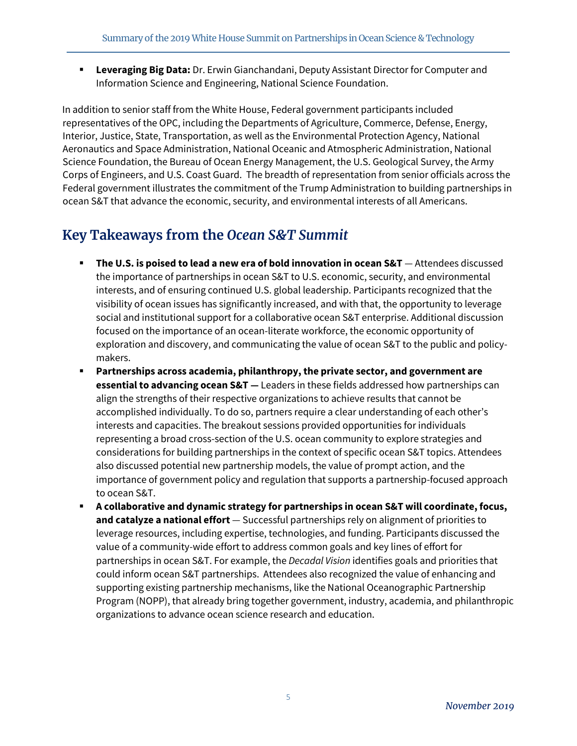- **Leveraging Big Data:** Dr. Erwin Gianchandani, Deputy Assistant Director for Computer and Information Science and Engineering, National Science Foundation.

In addition to senior staff from the White House, Federal government participants included representatives of the OPC, including the Departments of Agriculture, Commerce, Defense, Energy, Interior, Justice, State, Transportation, as well as the Environmental Protection Agency, National Aeronautics and Space Administration, National Oceanic and Atmospheric Administration, National Science Foundation, the Bureau of Ocean Energy Management, the U.S. Geological Survey, the Army Corps of Engineers, and U.S. Coast Guard. The breadth of representation from senior officials across the Federal government illustrates the commitment of the Trump Administration to building partnerships in ocean S&T that advance the economic, security, and environmental interests of all Americans.

## Key Takeaways from the *Ocean S&T Summit*

- **The U.S. is poised to lead a new era of bold innovation in ocean S&T** — Attendees discussed the importance of partnerships in ocean S&T to U.S. economic, security, and environmental interests, and of ensuring continued U.S. global leadership. Participants recognized that the visibility of ocean issues has significantly increased, and with that, the opportunity to leverage social and institutional support for a collaborative ocean S&T enterprise. Additional discussion focused on the importance of an ocean-literate workforce, the economic opportunity of exploration and discovery, and communicating the value of ocean S&T to the public and policy-makers.
- **Partnerships across academia, philanthropy, the private sector, and government are essential to advancing ocean S&T —** Leaders in these fields addressed how partnerships can align the strengths of their respective organizations to achieve results that cannot be accomplished individually. To do so, partners require a clear understanding of each other's interests and capacities. The breakout sessions provided opportunities for individuals representing a broad cross-section of the U.S. ocean community to explore strategies and considerations for building partnerships in the context of specific ocean S&T topics. Attendees also discussed potential new partnership models, the value of prompt action, and the importance of government policy and regulation that supports a partnership-focused approach to ocean S&T.
- **A collaborative and dynamic strategy for partnerships in ocean S&T will coordinate, focus, and catalyze a national effort** — Successful partnerships rely on alignment of priorities to leverage resources, including expertise, technologies, and funding. Participants discussed the value of a community-wide effort to address common goals and key lines of effort for partnerships in ocean S&T. For example, the *Decadal Vision* identifies goals and priorities that could inform ocean S&T partnerships. Attendees also recognized the value of enhancing and supporting existing partnership mechanisms, like the National Oceanographic Partnership Program (NOPP), that already bring together government, industry, academia, and philanthropic organizations to advance ocean science research and education.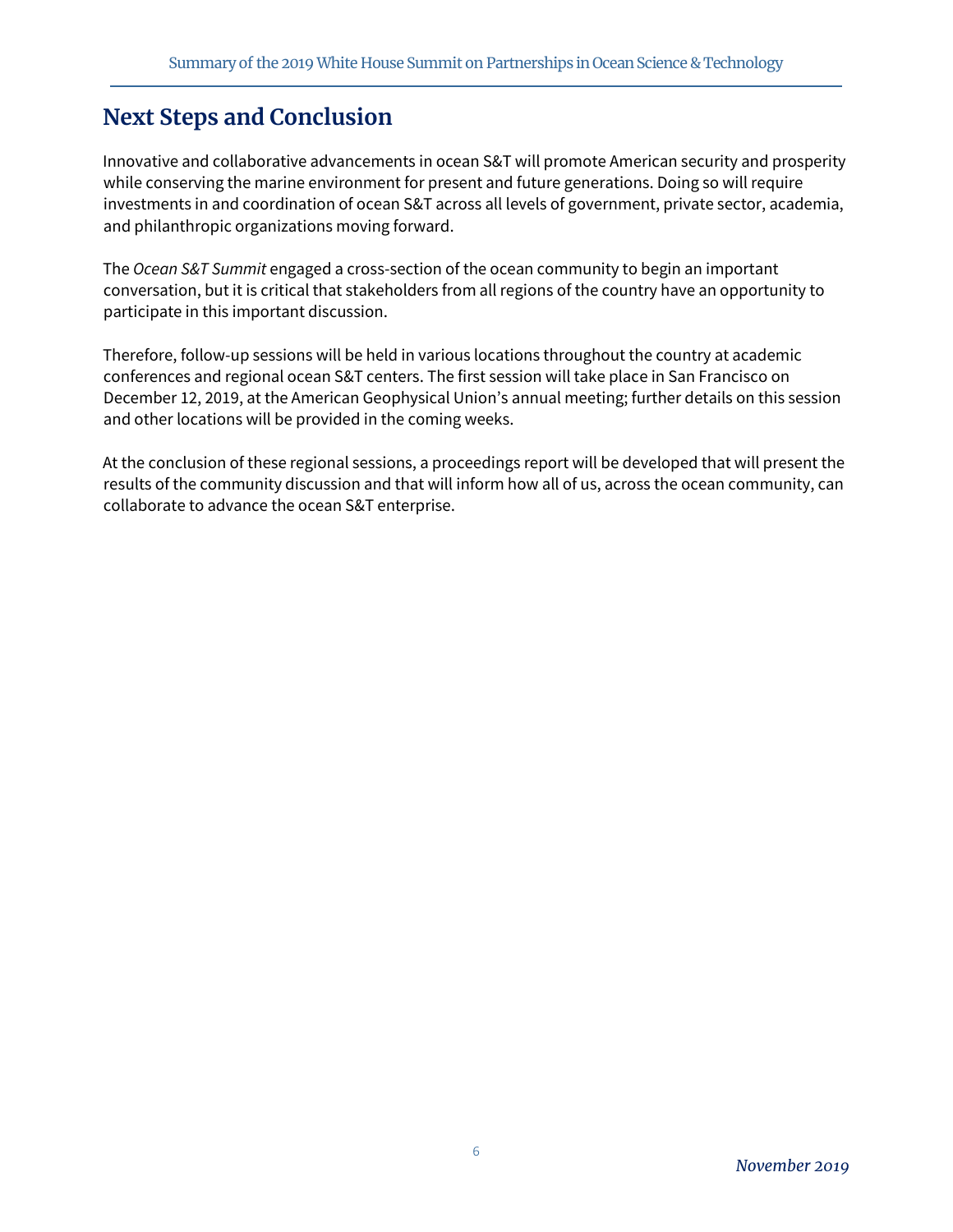## Next Steps and Conclusion

Innovative and collaborative advancements in ocean S&T will promote American security and prosperity while conserving the marine environment for present and future generations. Doing so will require investments in and coordination of ocean S&T across all levels of government, private sector, academia, and philanthropic organizations moving forward.

The *Ocean S&T Summit* engaged a cross-section of the ocean community to begin an important conversation, but it is critical that stakeholders from all regions of the country have an opportunity to participate in this important discussion.

Therefore, follow-up sessions will be held in various locations throughout the country at academic conferences and regional ocean S&T centers. The first session will take place in San Francisco on December 12, 2019, at the American Geophysical Union's annual meeting; further details on this session and other locations will be provided in the coming weeks.

At the conclusion of these regional sessions, a proceedings report will be developed that will present the results of the community discussion and that will inform how all of us, across the ocean community, can collaborate to advance the ocean S&T enterprise.